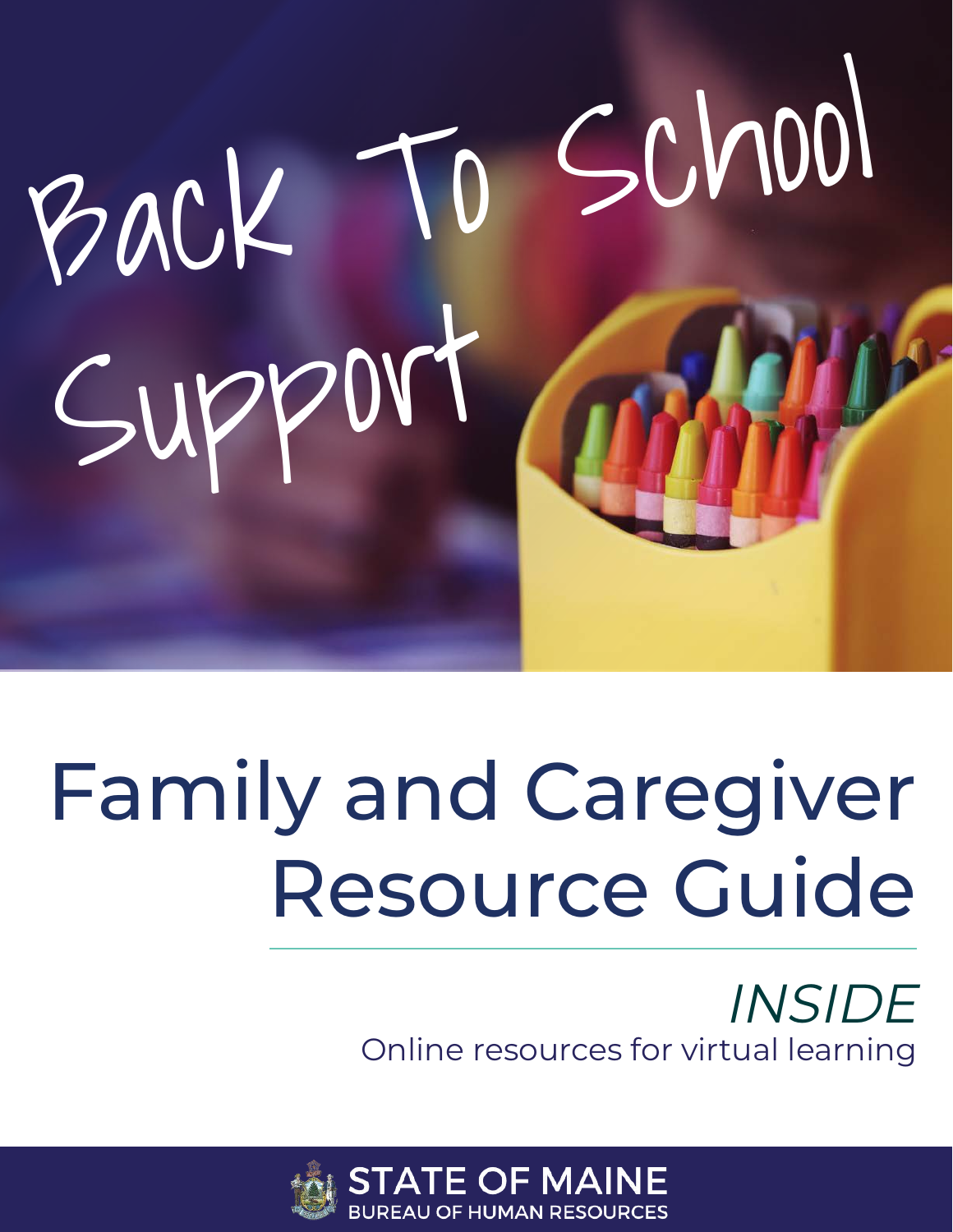# Back To School Support

# Family and Caregiver Resource Guide

*INSIDE*

Online resources for virtual learning

STATE OF MAINE
BUREAU OF HUMAN RESOURCES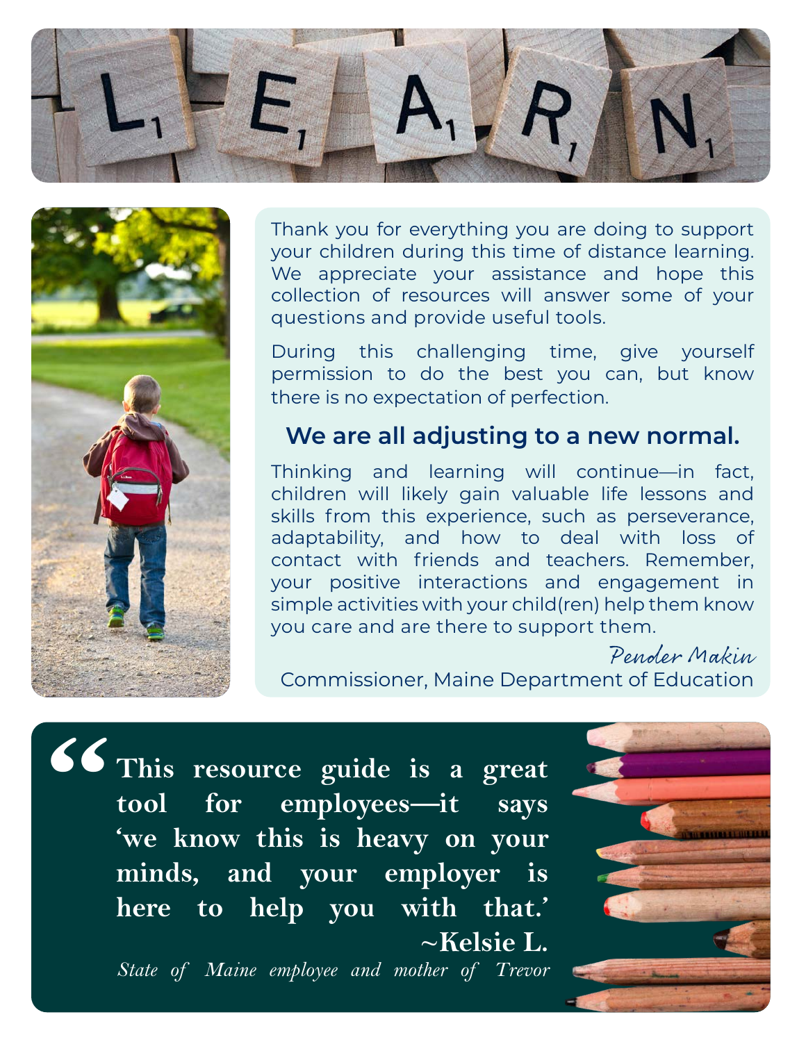Thank you for everything you are doing to support your children during this time of distance learning. We appreciate your assistance and hope this collection of resources will answer some of your questions and provide useful tools.

During this challenging time, give yourself permission to do the best you can, but know there is no expectation of perfection.

## We are all adjusting to a new normal.

Thinking and learning will continue—in fact, children will likely gain valuable life lessons and skills from this experience, such as perseverance, adaptability, and how to deal with loss of contact with friends and teachers. Remember, your positive interactions and engagement in simple activities with your child(ren) help them know you care and are there to support them.

*Pender Makin*
Commissioner, Maine Department of Education

> **"This resource guide is a great tool for employees—it says 'we know this is heavy on your minds, and your employer is here to help you with that.'**
>
> **~Kelsie L.**
>
> *State of Maine employee and mother of Trevor*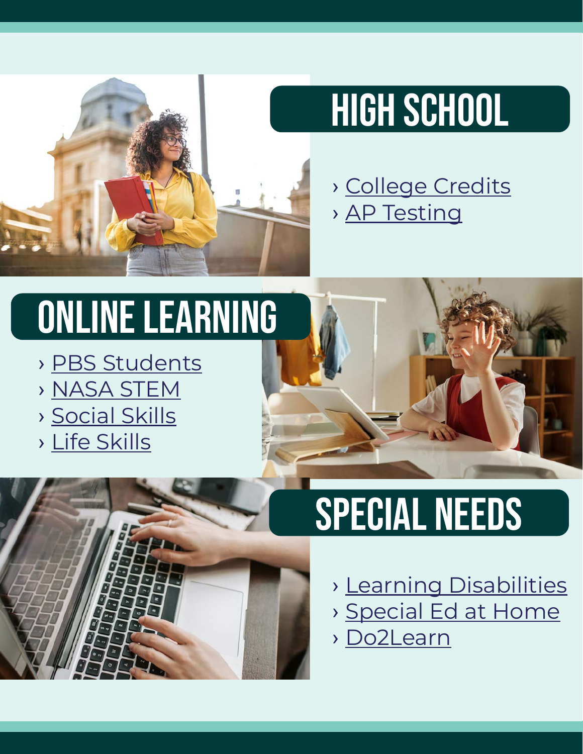## HIGH SCHOOL

› College Credits
› AP Testing

## ONLINE LEARNING

› PBS Students
› NASA STEM
› Social Skills
› Life Skills

## SPECIAL NEEDS

› Learning Disabilities
› Special Ed at Home
› Do2Learn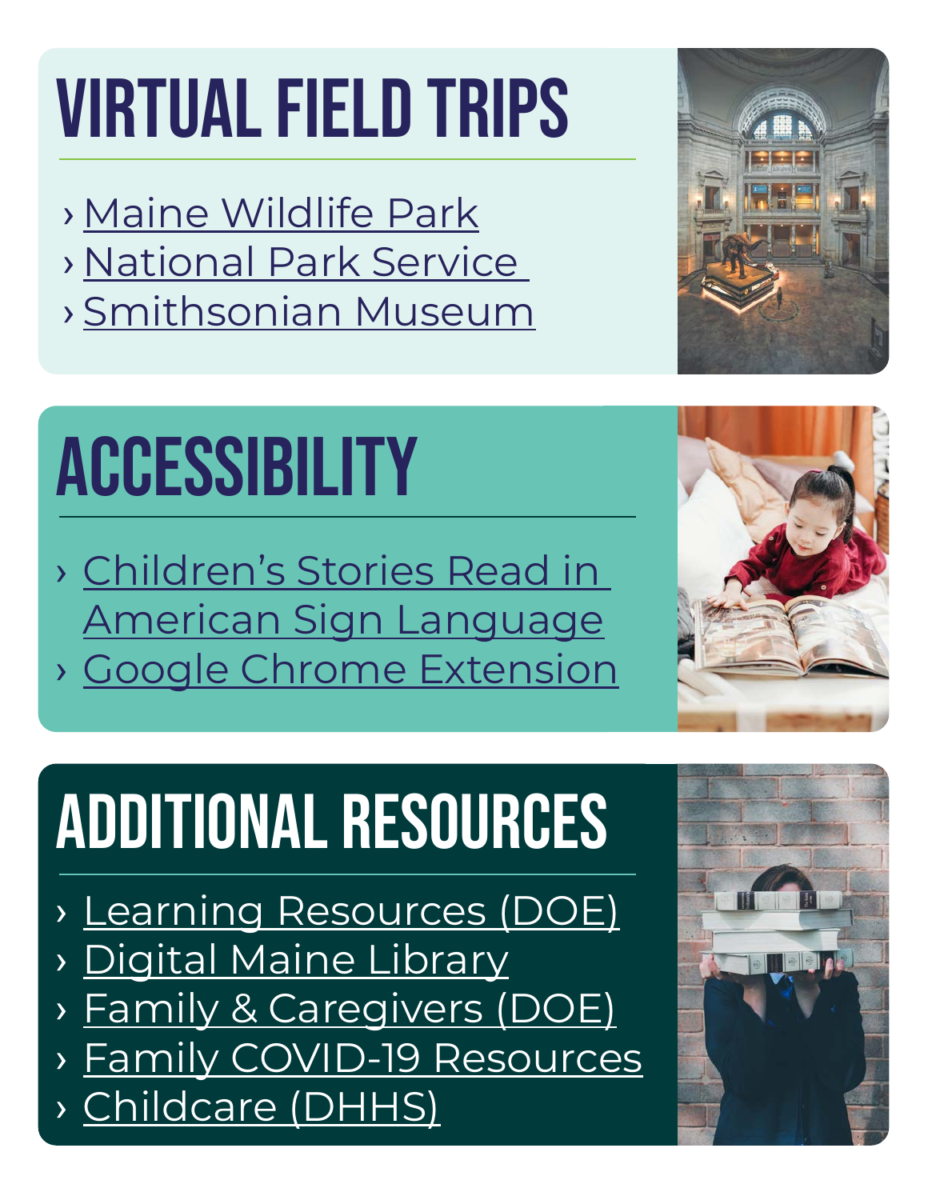# VIRTUAL FIELD TRIPS

- Maine Wildlife Park
- National Park Service
- Smithsonian Museum

# ACCESSIBILITY

- Children's Stories Read in American Sign Language
- Google Chrome Extension

# ADDITIONAL RESOURCES

- Learning Resources (DOE)
- Digital Maine Library
- Family & Caregivers (DOE)
- Family COVID-19 Resources
- Childcare (DHHS)